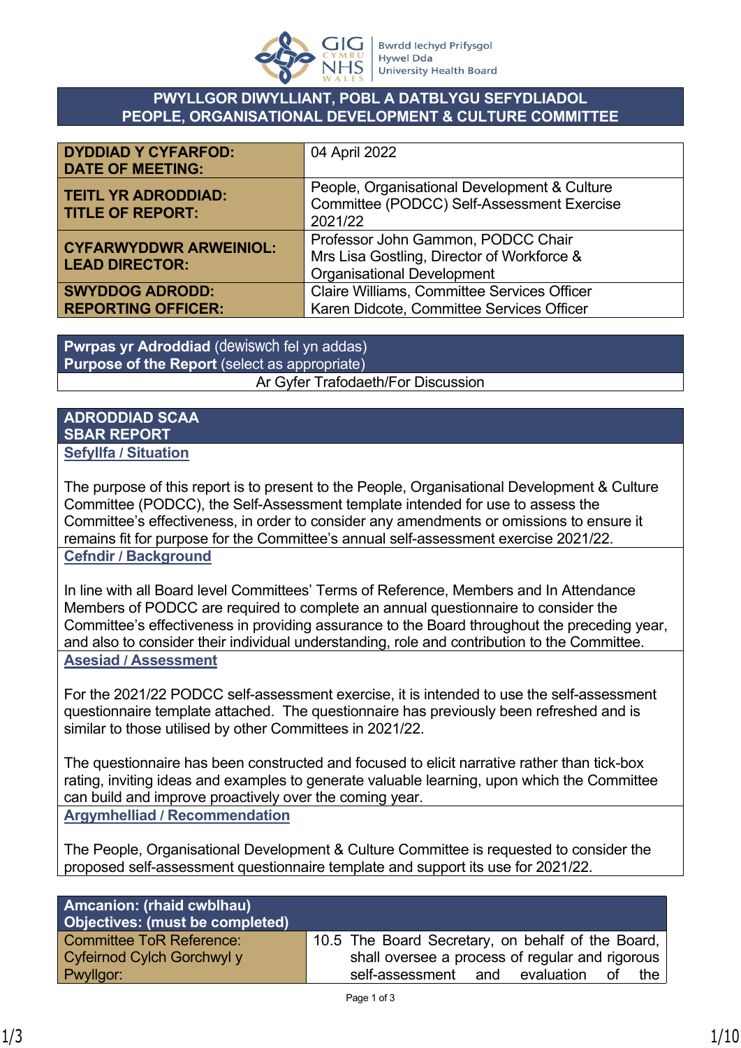## PWYLLGOR DIWYLLIANT, POBL A DATBLYGU SEFYDLIADOL
## PEOPLE, ORGANISATIONAL DEVELOPMENT & CULTURE COMMITTEE

| | |
|---|---|
| **DYDDIAD Y CYFARFOD: DATE OF MEETING:** | 04 April 2022 |
| **TEITL YR ADRODDIAD: TITLE OF REPORT:** | People, Organisational Development & Culture Committee (PODCC) Self-Assessment Exercise 2021/22 |
| **CYFARWYDDWR ARWEINIOL: LEAD DIRECTOR:** | Professor John Gammon, PODCC Chair<br>Mrs Lisa Gostling, Director of Workforce & Organisational Development |
| **SWYDDOG ADRODD: REPORTING OFFICER:** | Claire Williams, Committee Services Officer<br>Karen Didcote, Committee Services Officer |

| **Pwrpas yr Adroddiad** (dewiswch fel yn addas)<br>**Purpose of the Report** (select as appropriate) |
|---|
| Ar Gyfer Trafodaeth/For Discussion |

## ADRODDIAD SCAA
## SBAR REPORT

**Sefyllfa / Situation**

The purpose of this report is to present to the People, Organisational Development & Culture Committee (PODCC), the Self-Assessment template intended for use to assess the Committee's effectiveness, in order to consider any amendments or omissions to ensure it remains fit for purpose for the Committee's annual self-assessment exercise 2021/22.

**Cefndir / Background**

In line with all Board level Committees' Terms of Reference, Members and In Attendance Members of PODCC are required to complete an annual questionnaire to consider the Committee's effectiveness in providing assurance to the Board throughout the preceding year, and also to consider their individual understanding, role and contribution to the Committee.

**Asesiad / Assessment**

For the 2021/22 PODCC self-assessment exercise, it is intended to use the self-assessment questionnaire template attached. The questionnaire has previously been refreshed and is similar to those utilised by other Committees in 2021/22.

The questionnaire has been constructed and focused to elicit narrative rather than tick-box rating, inviting ideas and examples to generate valuable learning, upon which the Committee can build and improve proactively over the coming year.

**Argymhelliad / Recommendation**

The People, Organisational Development & Culture Committee is requested to consider the proposed self-assessment questionnaire template and support its use for 2021/22.

| **Amcanion: (rhaid cwblhau)**<br>**Objectives: (must be completed)** | |
|---|---|
| Committee ToR Reference:<br>Cyfeirnod Cylch Gorchwyl y Pwyllgor: | 10.5 The Board Secretary, on behalf of the Board, shall oversee a process of regular and rigorous self-assessment and evaluation of the |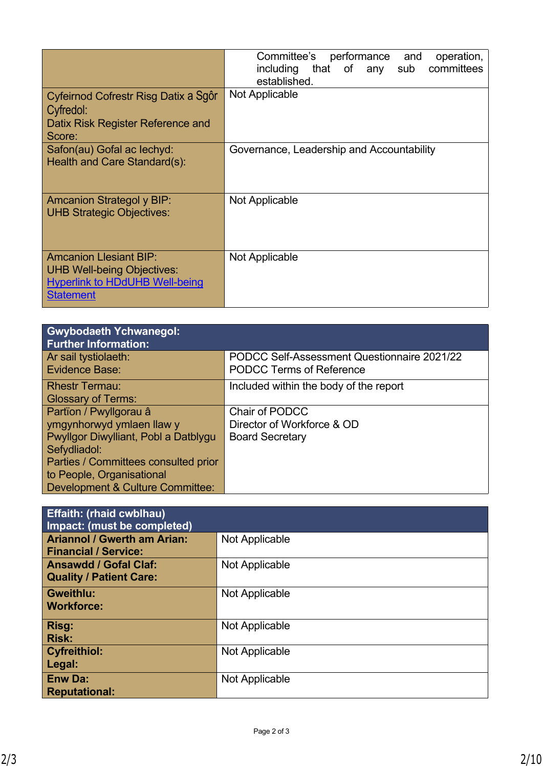| | |
|---|---|
| | Committee's performance and operation, including that of any sub committees established. |
| Cyfeirnod Cofrestr Risg Datix a Sgôr Cyfredol:<br>Datix Risk Register Reference and Score: | Not Applicable |
| Safon(au) Gofal ac Iechyd:<br>Health and Care Standard(s): | Governance, Leadership and Accountability |
| Amcanion Strategol y BIP:<br>UHB Strategic Objectives: | Not Applicable |
| Amcanion Llesiant BIP:<br>UHB Well-being Objectives:<br>Hyperlink to HDdUHB Well-being Statement | Not Applicable |

| **Gwybodaeth Ychwanegol:<br>Further Information:** | |
|---|---|
| Ar sail tystiolaeth:<br>Evidence Base: | PODCC Self-Assessment Questionnaire 2021/22<br>PODCC Terms of Reference |
| Rhestr Termau:<br>Glossary of Terms: | Included within the body of the report |
| Partïon / Pwyllgorau â ymgynhorwyd ymlaen llaw y Pwyllgor Diwylliant, Pobl a Datblygu Sefydliadol:<br>Parties / Committees consulted prior to People, Organisational Development & Culture Committee: | Chair of PODCC<br>Director of Workforce & OD<br>Board Secretary |

| **Effaith: (rhaid cwblhau)<br>Impact: (must be completed)** | |
|---|---|
| **Ariannol / Gwerth am Arian:<br>Financial / Service:** | Not Applicable |
| **Ansawdd / Gofal Claf:<br>Quality / Patient Care:** | Not Applicable |
| **Gweithlu:<br>Workforce:** | Not Applicable |
| **Risg:<br>Risk:** | Not Applicable |
| **Cyfreithiol:<br>Legal:** | Not Applicable |
| **Enw Da:<br>Reputational:** | Not Applicable |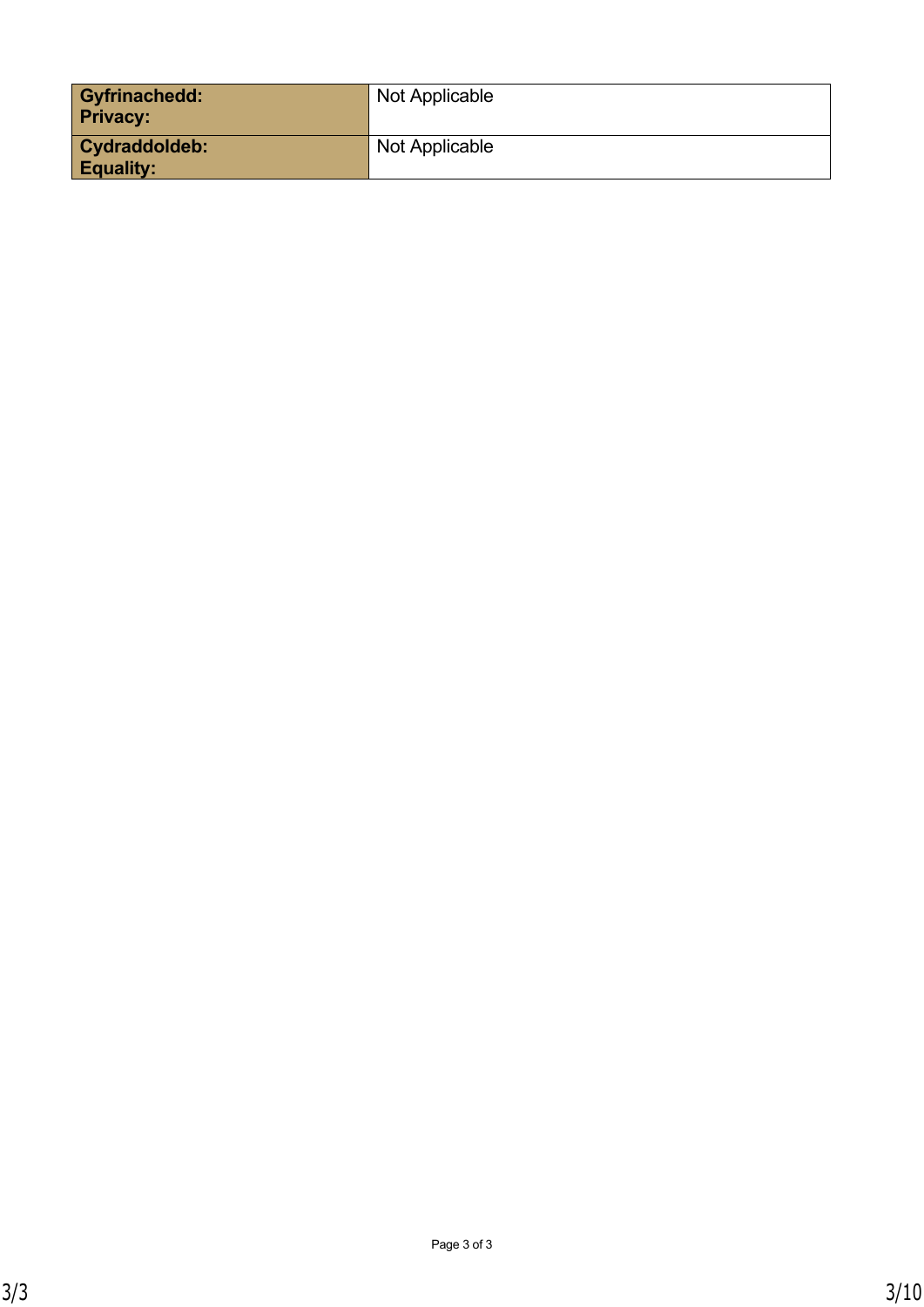| | |
|---|---|
| **Gyfrinachedd: Privacy:** | Not Applicable |
| **Cydraddoldeb: Equality:** | Not Applicable |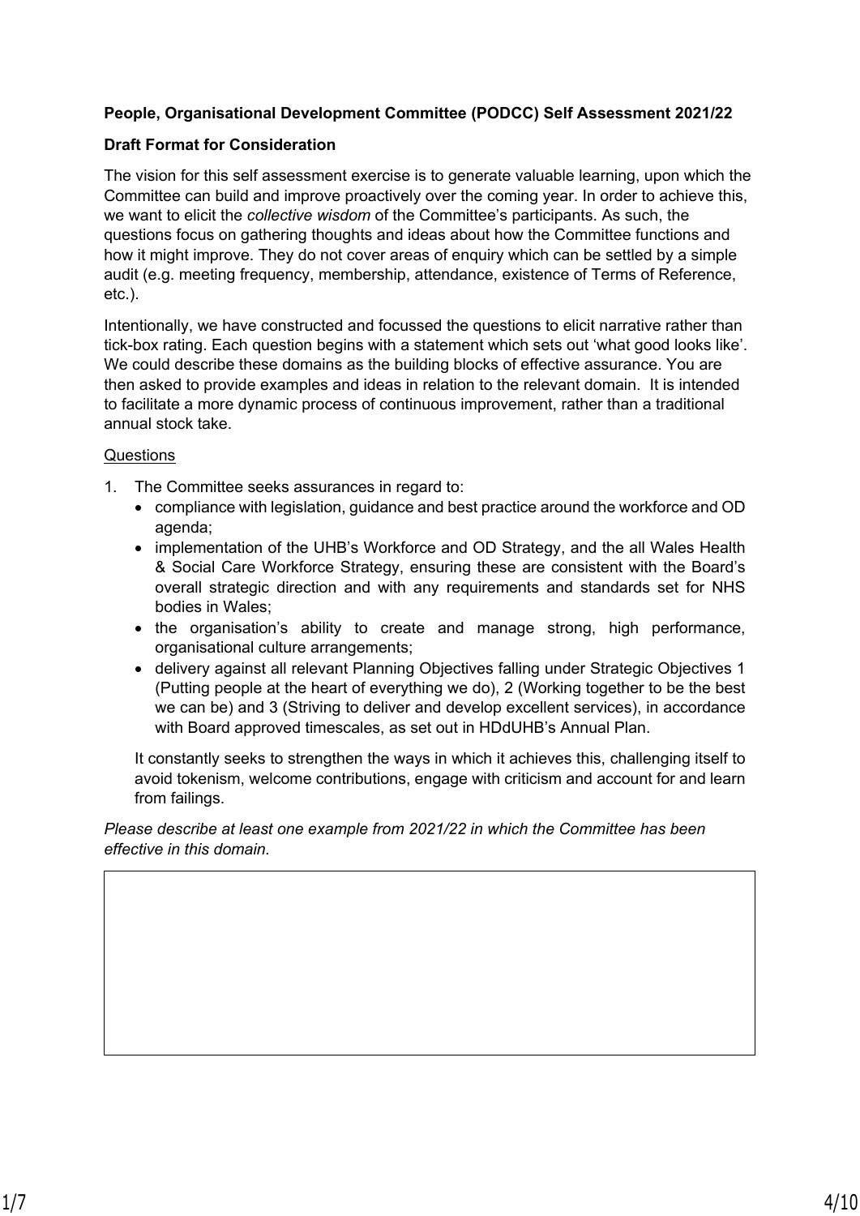**People, Organisational Development Committee (PODCC) Self Assessment 2021/22**

**Draft Format for Consideration**

The vision for this self assessment exercise is to generate valuable learning, upon which the Committee can build and improve proactively over the coming year. In order to achieve this, we want to elicit the *collective wisdom* of the Committee's participants. As such, the questions focus on gathering thoughts and ideas about how the Committee functions and how it might improve. They do not cover areas of enquiry which can be settled by a simple audit (e.g. meeting frequency, membership, attendance, existence of Terms of Reference, etc.).

Intentionally, we have constructed and focussed the questions to elicit narrative rather than tick-box rating. Each question begins with a statement which sets out 'what good looks like'. We could describe these domains as the building blocks of effective assurance. You are then asked to provide examples and ideas in relation to the relevant domain. It is intended to facilitate a more dynamic process of continuous improvement, rather than a traditional annual stock take.

Questions

1. The Committee seeks assurances in regard to:
   - compliance with legislation, guidance and best practice around the workforce and OD agenda;
   - implementation of the UHB's Workforce and OD Strategy, and the all Wales Health & Social Care Workforce Strategy, ensuring these are consistent with the Board's overall strategic direction and with any requirements and standards set for NHS bodies in Wales;
   - the organisation's ability to create and manage strong, high performance, organisational culture arrangements;
   - delivery against all relevant Planning Objectives falling under Strategic Objectives 1 (Putting people at the heart of everything we do), 2 (Working together to be the best we can be) and 3 (Striving to deliver and develop excellent services), in accordance with Board approved timescales, as set out in HDdUHB's Annual Plan.

   It constantly seeks to strengthen the ways in which it achieves this, challenging itself to avoid tokenism, welcome contributions, engage with criticism and account for and learn from failings.

*Please describe at least one example from 2021/22 in which the Committee has been effective in this domain.*

| |
|---|
| |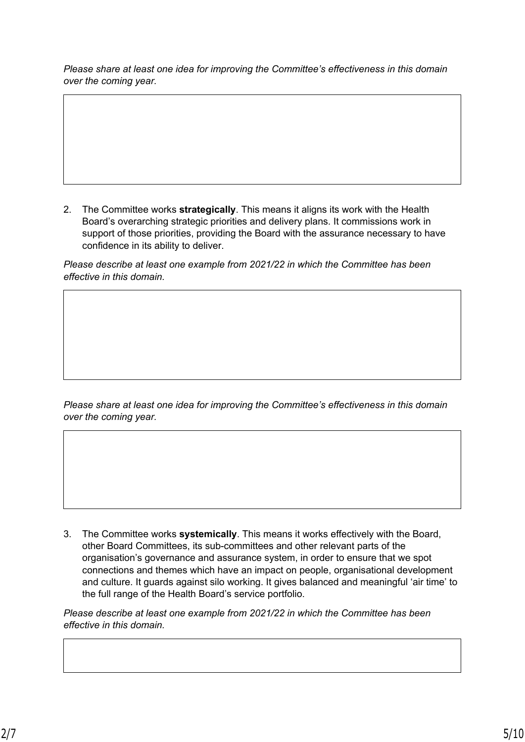*Please share at least one idea for improving the Committee's effectiveness in this domain over the coming year.*

2. The Committee works **strategically**. This means it aligns its work with the Health Board's overarching strategic priorities and delivery plans. It commissions work in support of those priorities, providing the Board with the assurance necessary to have confidence in its ability to deliver.

*Please describe at least one example from 2021/22 in which the Committee has been effective in this domain.*

*Please share at least one idea for improving the Committee's effectiveness in this domain over the coming year.*

3. The Committee works **systemically**. This means it works effectively with the Board, other Board Committees, its sub-committees and other relevant parts of the organisation's governance and assurance system, in order to ensure that we spot connections and themes which have an impact on people, organisational development and culture. It guards against silo working. It gives balanced and meaningful 'air time' to the full range of the Health Board's service portfolio.

*Please describe at least one example from 2021/22 in which the Committee has been effective in this domain.*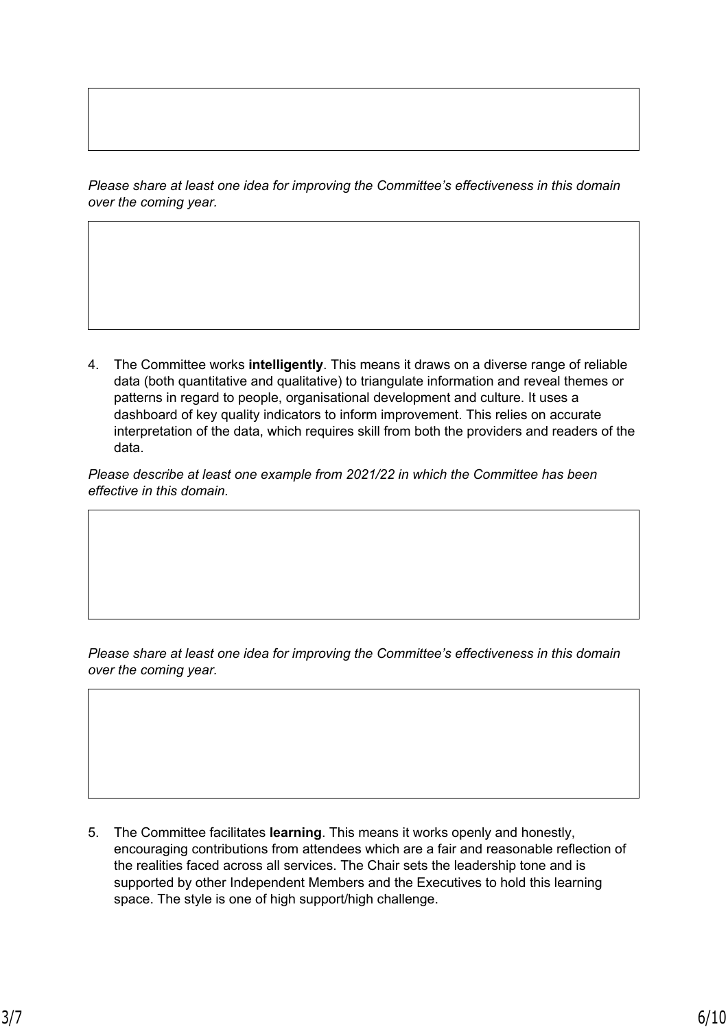*Please share at least one idea for improving the Committee's effectiveness in this domain over the coming year.*

4. The Committee works **intelligently**. This means it draws on a diverse range of reliable data (both quantitative and qualitative) to triangulate information and reveal themes or patterns in regard to people, organisational development and culture. It uses a dashboard of key quality indicators to inform improvement. This relies on accurate interpretation of the data, which requires skill from both the providers and readers of the data.

*Please describe at least one example from 2021/22 in which the Committee has been effective in this domain.*

*Please share at least one idea for improving the Committee's effectiveness in this domain over the coming year.*

5. The Committee facilitates **learning**. This means it works openly and honestly, encouraging contributions from attendees which are a fair and reasonable reflection of the realities faced across all services. The Chair sets the leadership tone and is supported by other Independent Members and the Executives to hold this learning space. The style is one of high support/high challenge.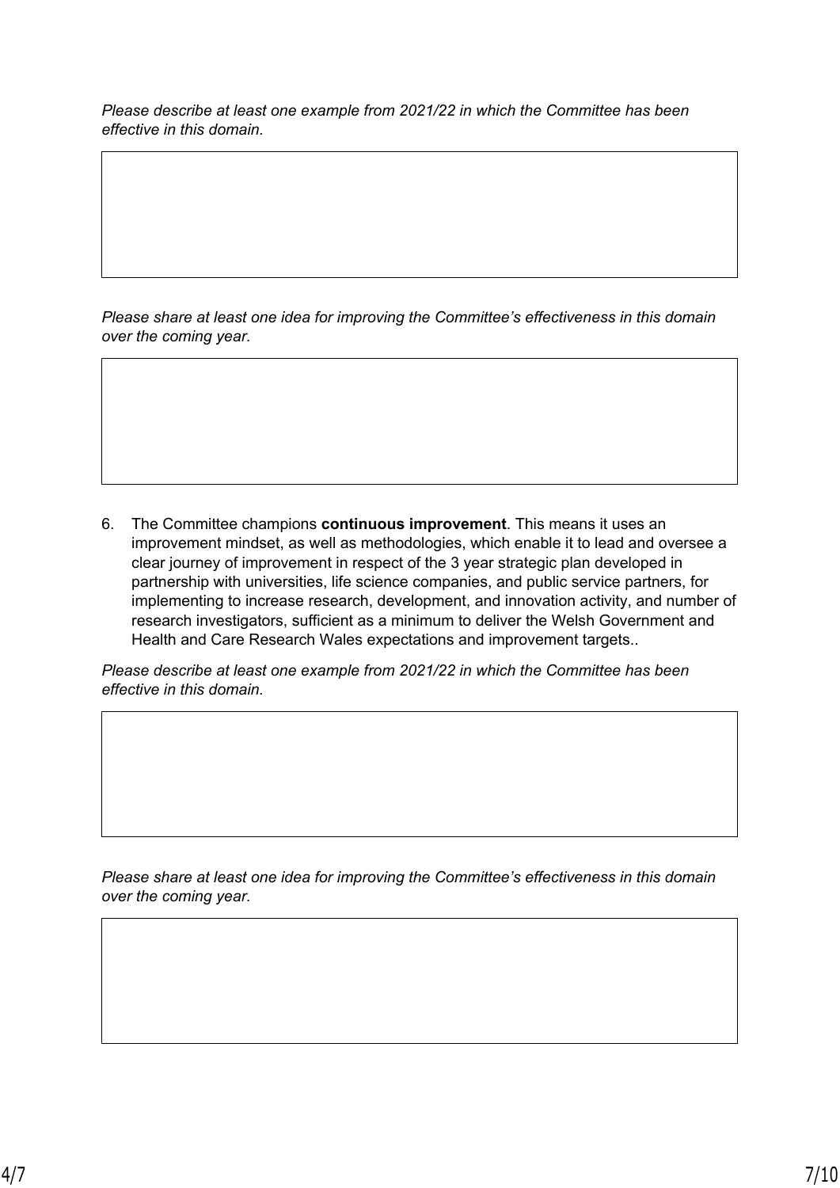*Please describe at least one example from 2021/22 in which the Committee has been effective in this domain.*

*Please share at least one idea for improving the Committee's effectiveness in this domain over the coming year.*

6. The Committee champions **continuous improvement**. This means it uses an improvement mindset, as well as methodologies, which enable it to lead and oversee a clear journey of improvement in respect of the 3 year strategic plan developed in partnership with universities, life science companies, and public service partners, for implementing to increase research, development, and innovation activity, and number of research investigators, sufficient as a minimum to deliver the Welsh Government and Health and Care Research Wales expectations and improvement targets..

*Please describe at least one example from 2021/22 in which the Committee has been effective in this domain.*

*Please share at least one idea for improving the Committee's effectiveness in this domain over the coming year.*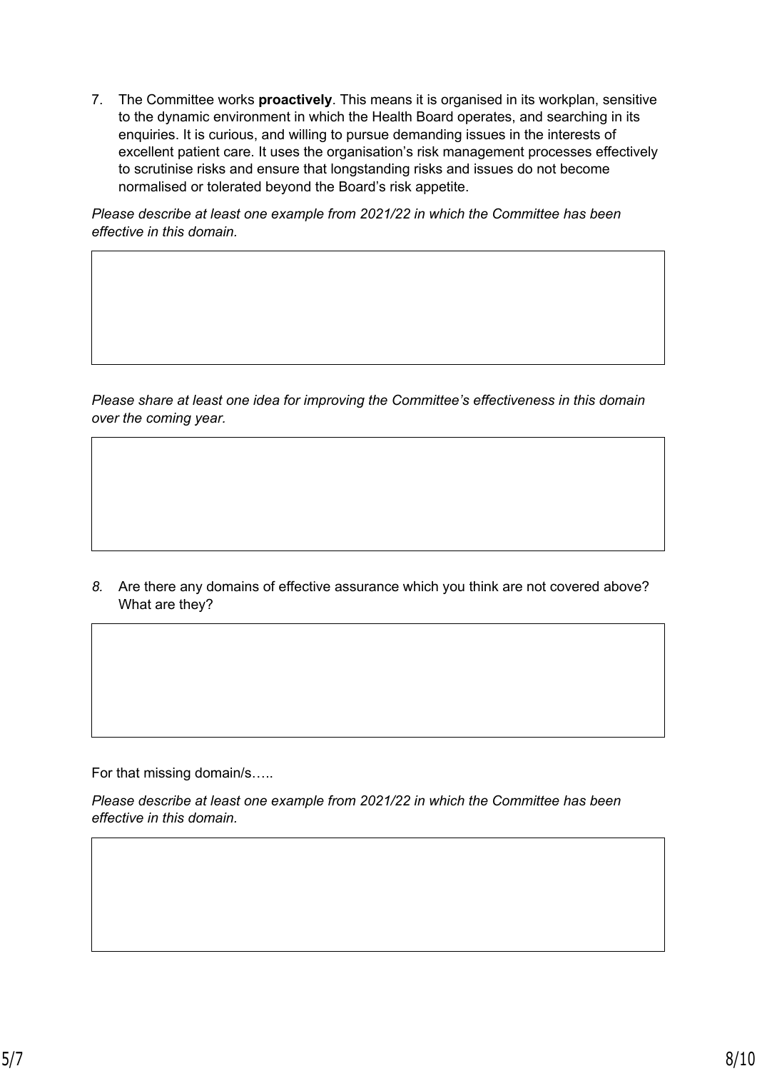7. The Committee works **proactively**. This means it is organised in its workplan, sensitive to the dynamic environment in which the Health Board operates, and searching in its enquiries. It is curious, and willing to pursue demanding issues in the interests of excellent patient care. It uses the organisation's risk management processes effectively to scrutinise risks and ensure that longstanding risks and issues do not become normalised or tolerated beyond the Board's risk appetite.

*Please describe at least one example from 2021/22 in which the Committee has been effective in this domain.*

| |
|---|
| |

*Please share at least one idea for improving the Committee's effectiveness in this domain over the coming year.*

| |
|---|
| |

8. Are there any domains of effective assurance which you think are not covered above? What are they?

| |
|---|
| |

For that missing domain/s…..

*Please describe at least one example from 2021/22 in which the Committee has been effective in this domain.*

| |
|---|
| |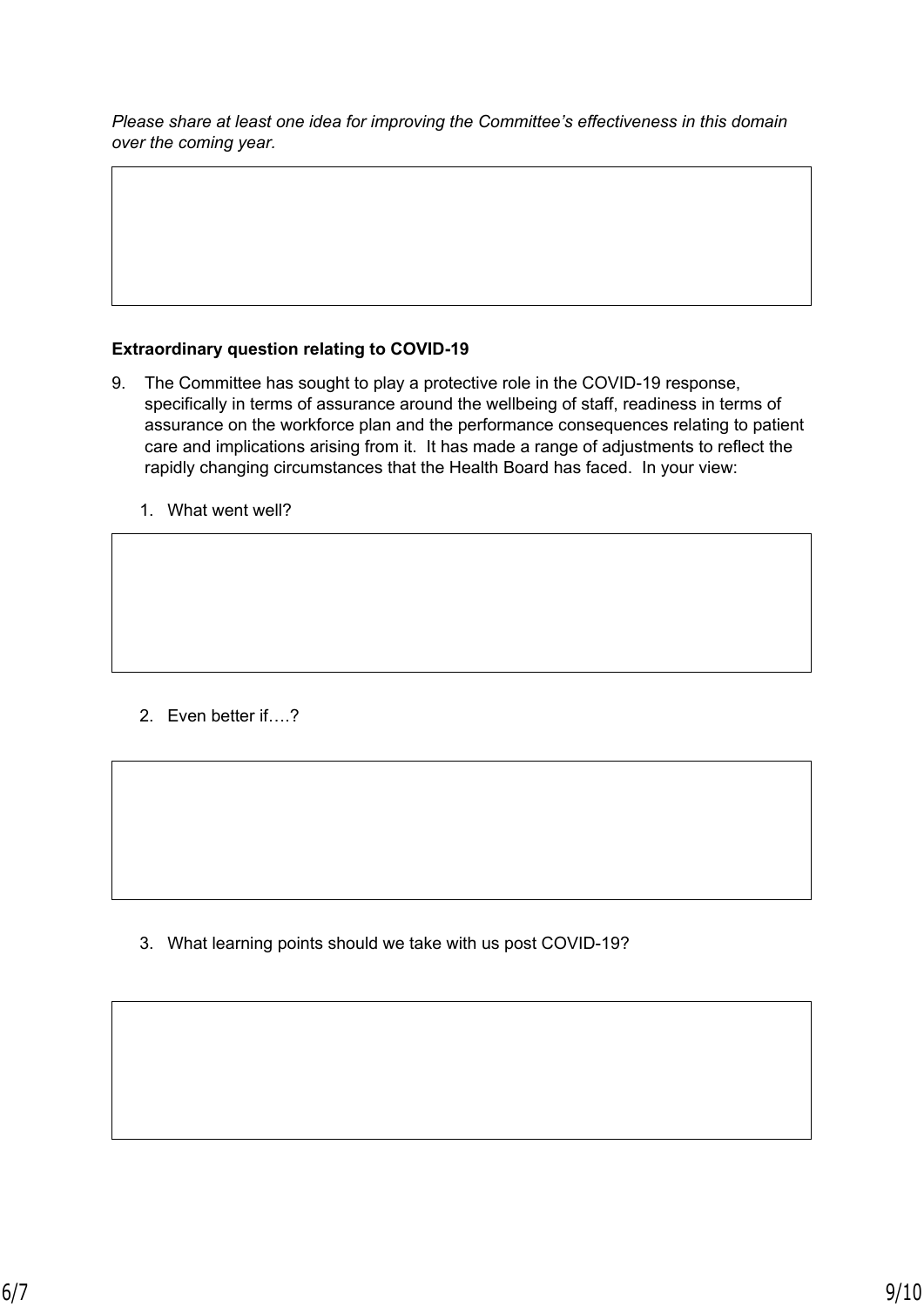*Please share at least one idea for improving the Committee's effectiveness in this domain over the coming year.*

**Extraordinary question relating to COVID-19**

9. The Committee has sought to play a protective role in the COVID-19 response, specifically in terms of assurance around the wellbeing of staff, readiness in terms of assurance on the workforce plan and the performance consequences relating to patient care and implications arising from it. It has made a range of adjustments to reflect the rapidly changing circumstances that the Health Board has faced. In your view:

   1. What went well?

   2. Even better if….?

   3. What learning points should we take with us post COVID-19?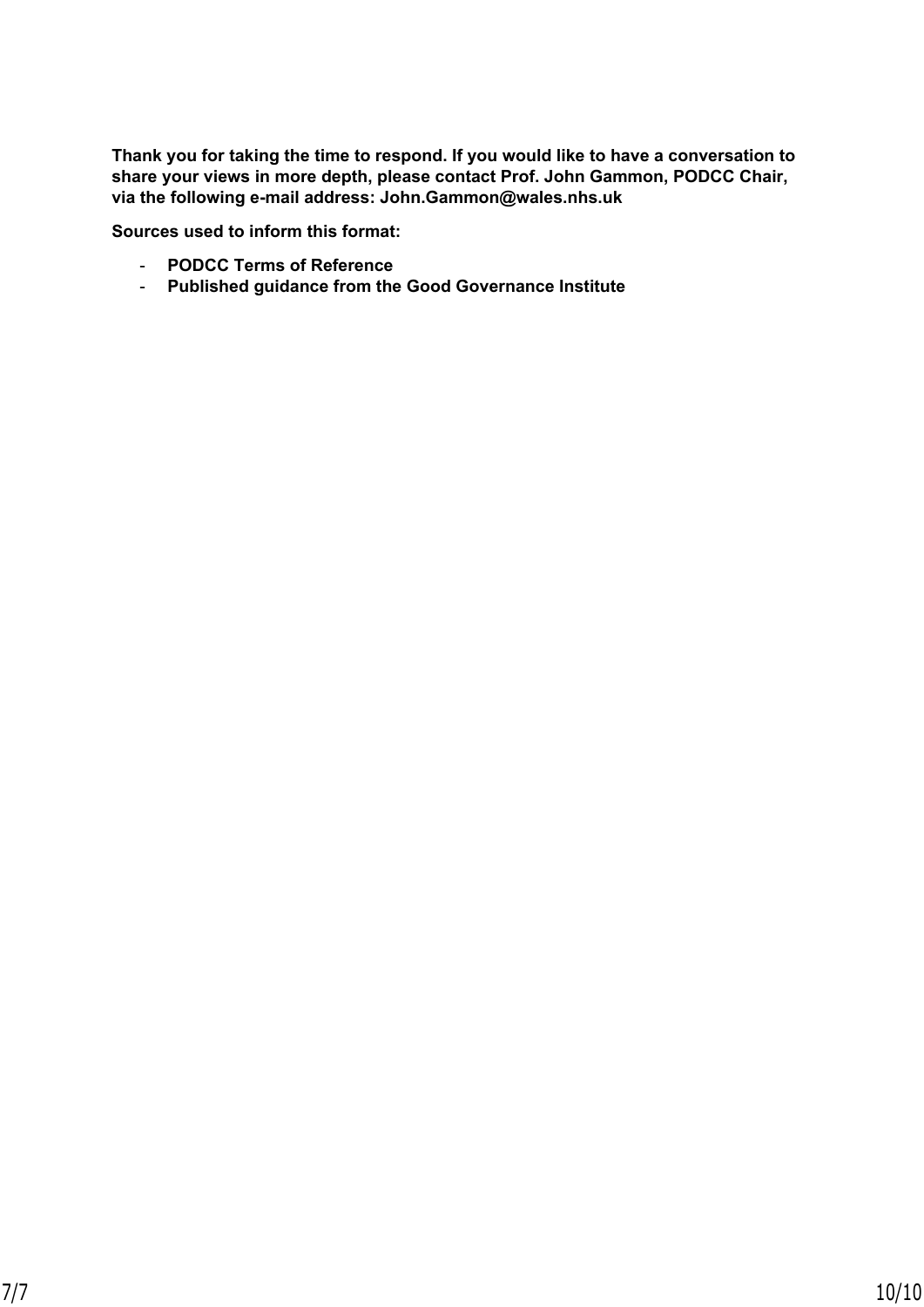**Thank you for taking the time to respond. If you would like to have a conversation to share your views in more depth, please contact Prof. John Gammon, PODCC Chair, via the following e-mail address: John.Gammon@wales.nhs.uk**

**Sources used to inform this format:**

- **PODCC Terms of Reference**
- **Published guidance from the Good Governance Institute**